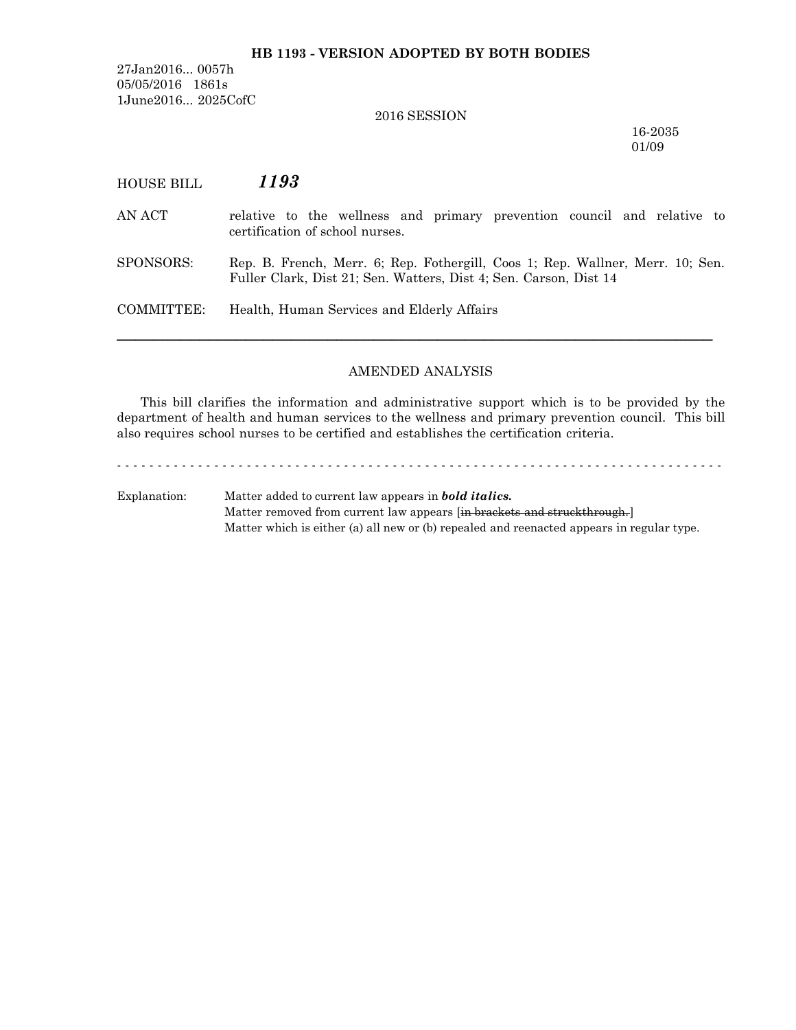**HB 1193 - VERSION ADOPTED BY BOTH BODIES**

27Jan2016... 0057h
05/05/2016 1861s
1June2016... 2025CofC

2016 SESSION

16-2035
01/09

HOUSE BILL ***1193***

AN ACT relative to the wellness and primary prevention council and relative to certification of school nurses.

SPONSORS: Rep. B. French, Merr. 6; Rep. Fothergill, Coos 1; Rep. Wallner, Merr. 10; Sen. Fuller Clark, Dist 21; Sen. Watters, Dist 4; Sen. Carson, Dist 14

COMMITTEE: Health, Human Services and Elderly Affairs

---

AMENDED ANALYSIS

This bill clarifies the information and administrative support which is to be provided by the department of health and human services to the wellness and primary prevention council. This bill also requires school nurses to be certified and establishes the certification criteria.

- - - - - - - - - - - - - - - - - - - - - - - - - - - - - - - - - - - - - - - - - - - - - - - - - - - - - - - - - - - - - - - - - - - - - - - - - - -

Explanation: Matter added to current law appears in ***bold italics.***
Matter removed from current law appears [~~in brackets and struckthrough.~~]
Matter which is either (a) all new or (b) repealed and reenacted appears in regular type.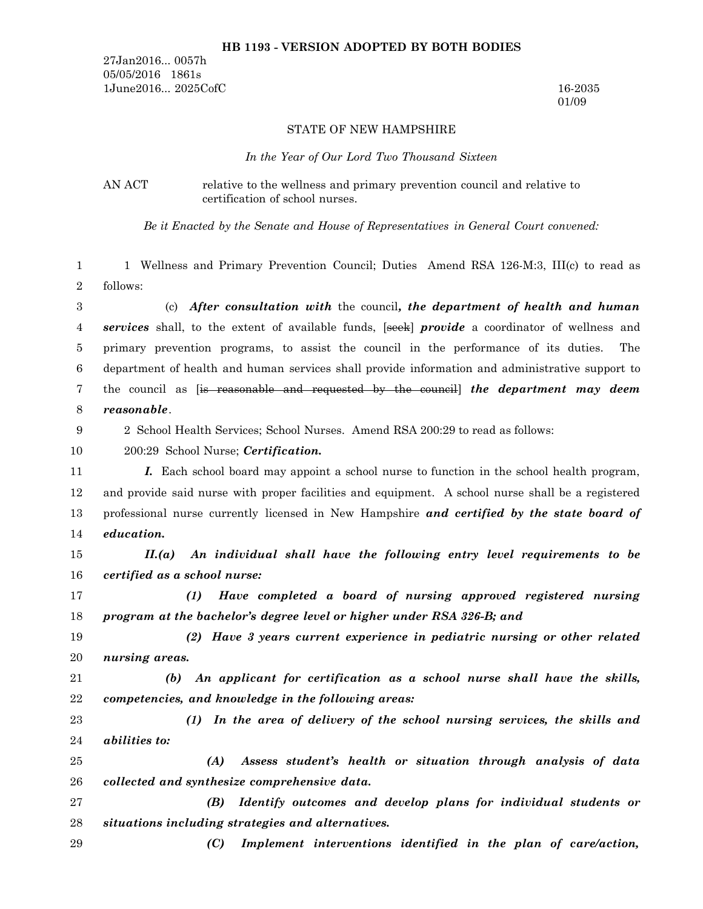**HB 1193 - VERSION ADOPTED BY BOTH BODIES**

27Jan2016... 0057h
05/05/2016 1861s
1June2016... 2025CofC

16-2035
01/09

STATE OF NEW HAMPSHIRE

*In the Year of Our Lord Two Thousand Sixteen*

AN ACT relative to the wellness and primary prevention council and relative to certification of school nurses.

*Be it Enacted by the Senate and House of Representatives in General Court convened:*

1 Wellness and Primary Prevention Council; Duties Amend RSA 126-M:3, III(c) to read as follows:

(c) ***After consultation with*** the council***, the department of health and human services*** shall, to the extent of available funds, [~~seek~~] ***provide*** a coordinator of wellness and primary prevention programs, to assist the council in the performance of its duties. The department of health and human services shall provide information and administrative support to the council as [~~is reasonable and requested by the council~~] ***the department may deem reasonable***.

2 School Health Services; School Nurses. Amend RSA 200:29 to read as follows:

200:29 School Nurse; ***Certification.***

***I.*** Each school board may appoint a school nurse to function in the school health program, and provide said nurse with proper facilities and equipment. A school nurse shall be a registered professional nurse currently licensed in New Hampshire ***and certified by the state board of education.***

***II.(a) An individual shall have the following entry level requirements to be certified as a school nurse:***

***(1) Have completed a board of nursing approved registered nursing program at the bachelor's degree level or higher under RSA 326-B; and***

***(2) Have 3 years current experience in pediatric nursing or other related nursing areas.***

***(b) An applicant for certification as a school nurse shall have the skills, competencies, and knowledge in the following areas:***

***(1) In the area of delivery of the school nursing services, the skills and abilities to:***

***(A) Assess student's health or situation through analysis of data collected and synthesize comprehensive data.***

***(B) Identify outcomes and develop plans for individual students or situations including strategies and alternatives.***

***(C) Implement interventions identified in the plan of care/action,***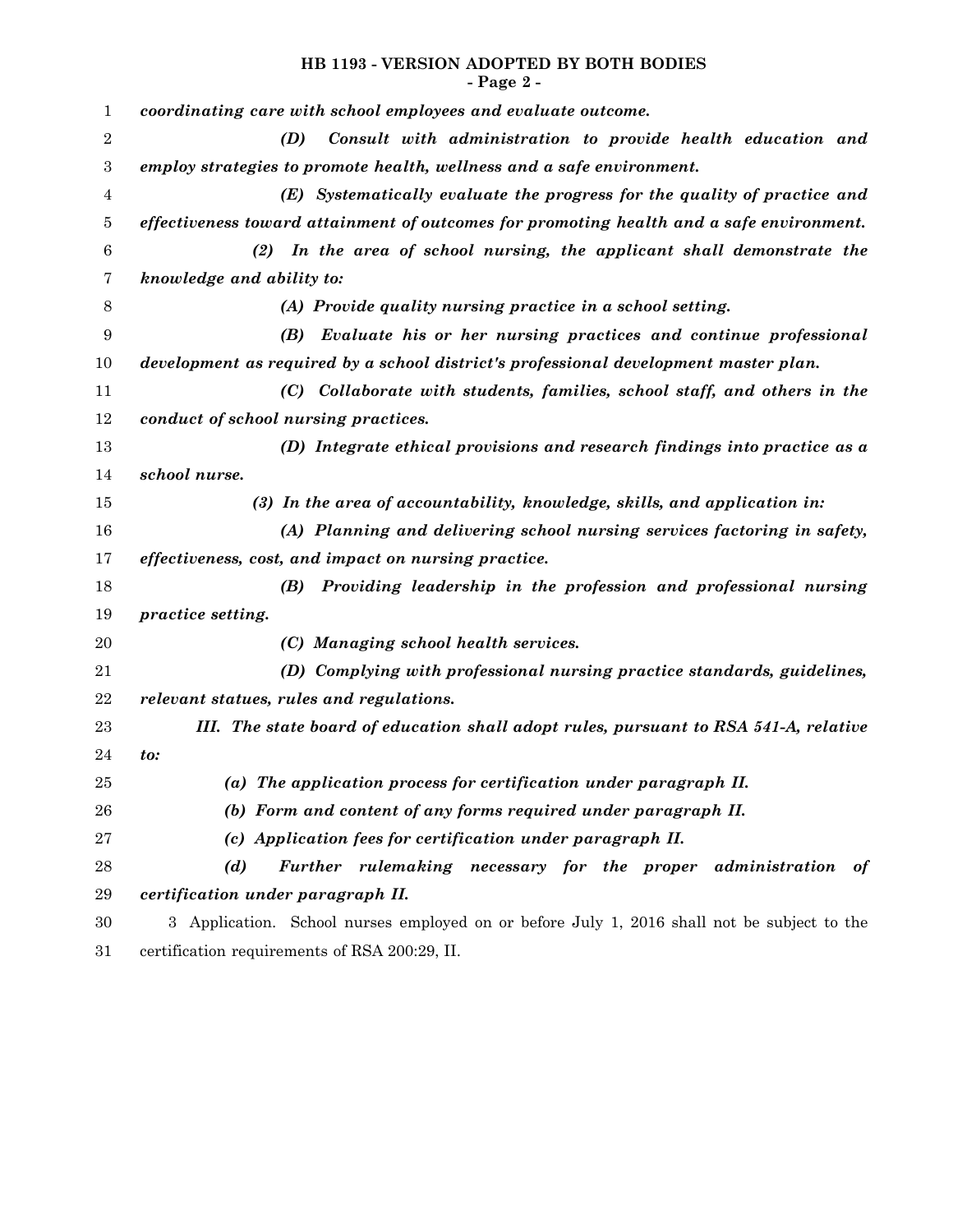***coordinating care with school employees and evaluate outcome.***

***(D) Consult with administration to provide health education and employ strategies to promote health, wellness and a safe environment.***

***(E) Systematically evaluate the progress for the quality of practice and effectiveness toward attainment of outcomes for promoting health and a safe environment.***

***(2) In the area of school nursing, the applicant shall demonstrate the knowledge and ability to:***

***(A) Provide quality nursing practice in a school setting.***

***(B) Evaluate his or her nursing practices and continue professional development as required by a school district's professional development master plan.***

***(C) Collaborate with students, families, school staff, and others in the conduct of school nursing practices.***

***(D) Integrate ethical provisions and research findings into practice as a school nurse.***

***(3) In the area of accountability, knowledge, skills, and application in:***

***(A) Planning and delivering school nursing services factoring in safety, effectiveness, cost, and impact on nursing practice.***

***(B) Providing leadership in the profession and professional nursing practice setting.***

***(C) Managing school health services.***

***(D) Complying with professional nursing practice standards, guidelines, relevant statues, rules and regulations.***

***III. The state board of education shall adopt rules, pursuant to RSA 541-A, relative to:***

***(a) The application process for certification under paragraph II.***

***(b) Form and content of any forms required under paragraph II.***

***(c) Application fees for certification under paragraph II.***

***(d) Further rulemaking necessary for the proper administration of certification under paragraph II.***

3 Application. School nurses employed on or before July 1, 2016 shall not be subject to the certification requirements of RSA 200:29, II.